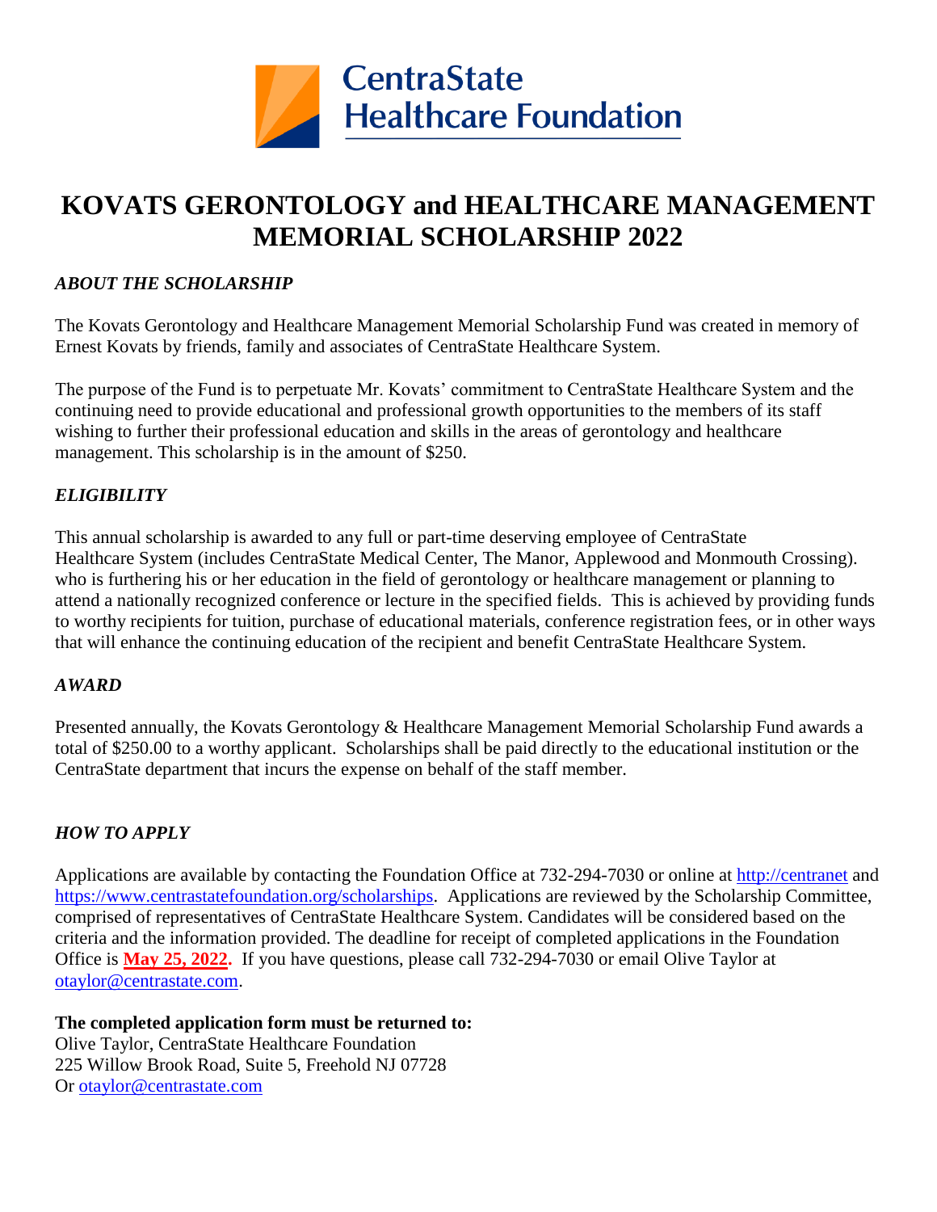CentraState Healthcare Foundation

# KOVATS GERONTOLOGY and HEALTHCARE MANAGEMENT MEMORIAL SCHOLARSHIP 2022

### *ABOUT THE SCHOLARSHIP*

The Kovats Gerontology and Healthcare Management Memorial Scholarship Fund was created in memory of Ernest Kovats by friends, family and associates of CentraState Healthcare System.

The purpose of the Fund is to perpetuate Mr. Kovats' commitment to CentraState Healthcare System and the continuing need to provide educational and professional growth opportunities to the members of its staff wishing to further their professional education and skills in the areas of gerontology and healthcare management. This scholarship is in the amount of $250.

### *ELIGIBILITY*

This annual scholarship is awarded to any full or part-time deserving employee of CentraState Healthcare System (includes CentraState Medical Center, The Manor, Applewood and Monmouth Crossing). who is furthering his or her education in the field of gerontology or healthcare management or planning to attend a nationally recognized conference or lecture in the specified fields. This is achieved by providing funds to worthy recipients for tuition, purchase of educational materials, conference registration fees, or in other ways that will enhance the continuing education of the recipient and benefit CentraState Healthcare System.

### *AWARD*

Presented annually, the Kovats Gerontology & Healthcare Management Memorial Scholarship Fund awards a total of $250.00 to a worthy applicant. Scholarships shall be paid directly to the educational institution or the CentraState department that incurs the expense on behalf of the staff member.

### *HOW TO APPLY*

Applications are available by contacting the Foundation Office at 732-294-7030 or online at http://centranet and https://www.centrastatefoundation.org/scholarships. Applications are reviewed by the Scholarship Committee, comprised of representatives of CentraState Healthcare System. Candidates will be considered based on the criteria and the information provided. The deadline for receipt of completed applications in the Foundation Office is **May 25, 2022.** If you have questions, please call 732-294-7030 or email Olive Taylor at otaylor@centrastate.com.

**The completed application form must be returned to:**
Olive Taylor, CentraState Healthcare Foundation
225 Willow Brook Road, Suite 5, Freehold NJ 07728
Or otaylor@centrastate.com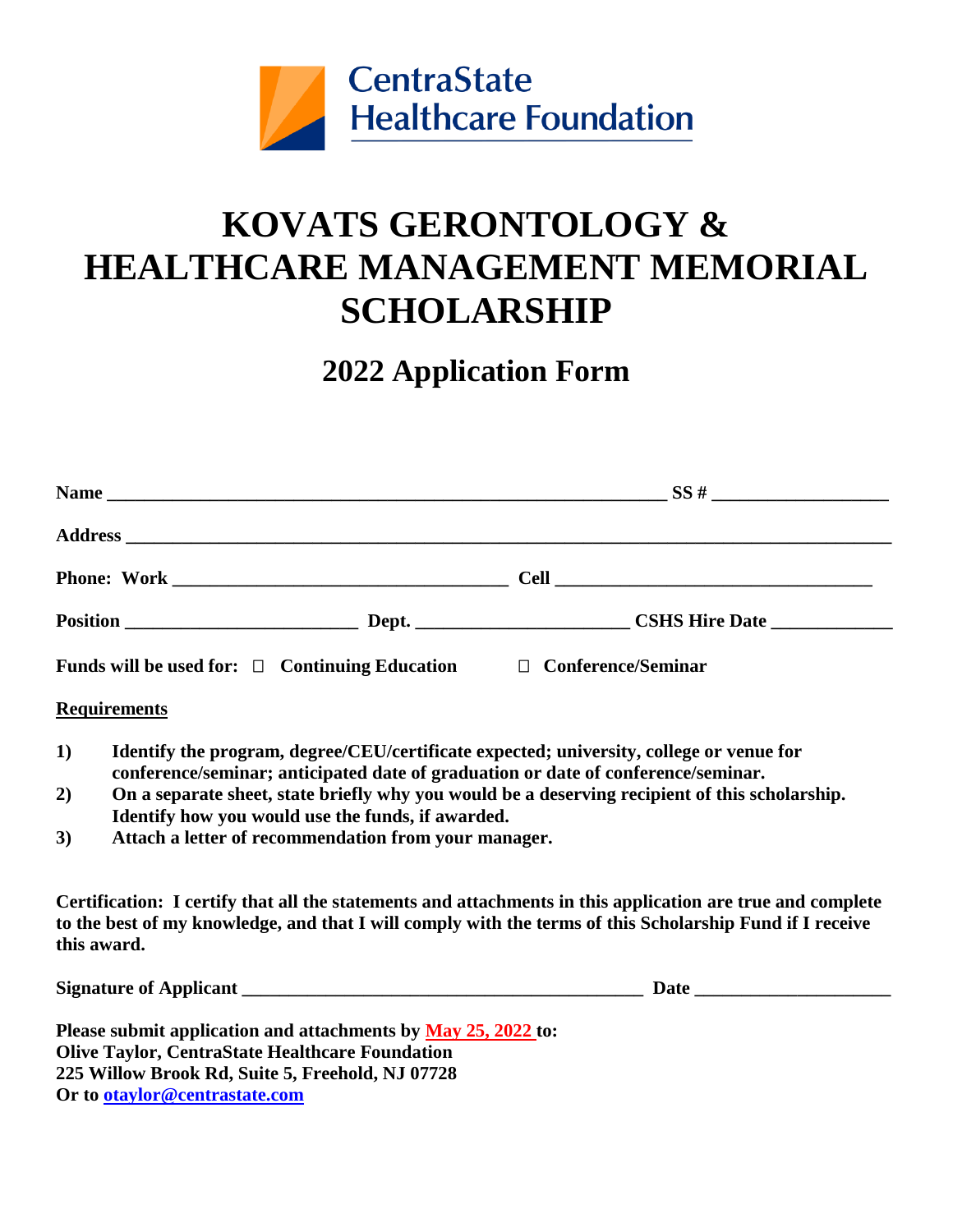CentraState Healthcare Foundation

# KOVATS GERONTOLOGY & HEALTHCARE MANAGEMENT MEMORIAL SCHOLARSHIP

## 2022 Application Form

**Name** ____________________________________________________________ **SS #** __________________

**Address** ____________________________________________________________________________________

**Phone: Work** ___________________________________ **Cell** _________________________________

**Position** ________________________ **Dept.** ______________________ **CSHS Hire Date** _____________

**Funds will be used for:** ☐ **Continuing Education** ☐ **Conference/Seminar**

**<u>Requirements</u>**

1) **Identify the program, degree/CEU/certificate expected; university, college or venue for conference/seminar; anticipated date of graduation or date of conference/seminar.**
2) **On a separate sheet, state briefly why you would be a deserving recipient of this scholarship. Identify how you would use the funds, if awarded.**
3) **Attach a letter of recommendation from your manager.**

**Certification: I certify that all the statements and attachments in this application are true and complete to the best of my knowledge, and that I will comply with the terms of this Scholarship Fund if I receive this award.**

**Signature of Applicant** ___________________________________________ **Date** _____________________

**Please submit application and attachments by May 25, 2022 to:**
**Olive Taylor, CentraState Healthcare Foundation**
**225 Willow Brook Rd, Suite 5, Freehold, NJ 07728**
**Or to otaylor@centrastate.com**